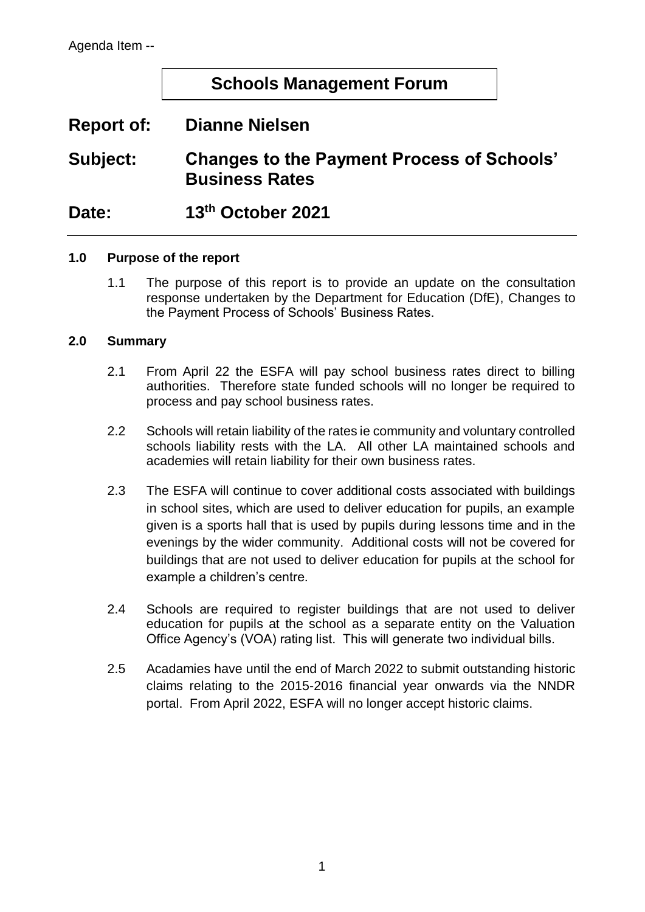Agenda Item --

# Schools Management Forum

**Report of:** Dianne Nielsen

**Subject:** Changes to the Payment Process of Schools' Business Rates

**Date:** 13th October 2021

## 1.0 Purpose of the report

1.1 The purpose of this report is to provide an update on the consultation response undertaken by the Department for Education (DfE), Changes to the Payment Process of Schools' Business Rates.

## 2.0 Summary

2.1 From April 22 the ESFA will pay school business rates direct to billing authorities. Therefore state funded schools will no longer be required to process and pay school business rates.

2.2 Schools will retain liability of the rates ie community and voluntary controlled schools liability rests with the LA. All other LA maintained schools and academies will retain liability for their own business rates.

2.3 The ESFA will continue to cover additional costs associated with buildings in school sites, which are used to deliver education for pupils, an example given is a sports hall that is used by pupils during lessons time and in the evenings by the wider community. Additional costs will not be covered for buildings that are not used to deliver education for pupils at the school for example a children's centre.

2.4 Schools are required to register buildings that are not used to deliver education for pupils at the school as a separate entity on the Valuation Office Agency's (VOA) rating list. This will generate two individual bills.

2.5 Acadamies have until the end of March 2022 to submit outstanding historic claims relating to the 2015-2016 financial year onwards via the NNDR portal. From April 2022, ESFA will no longer accept historic claims.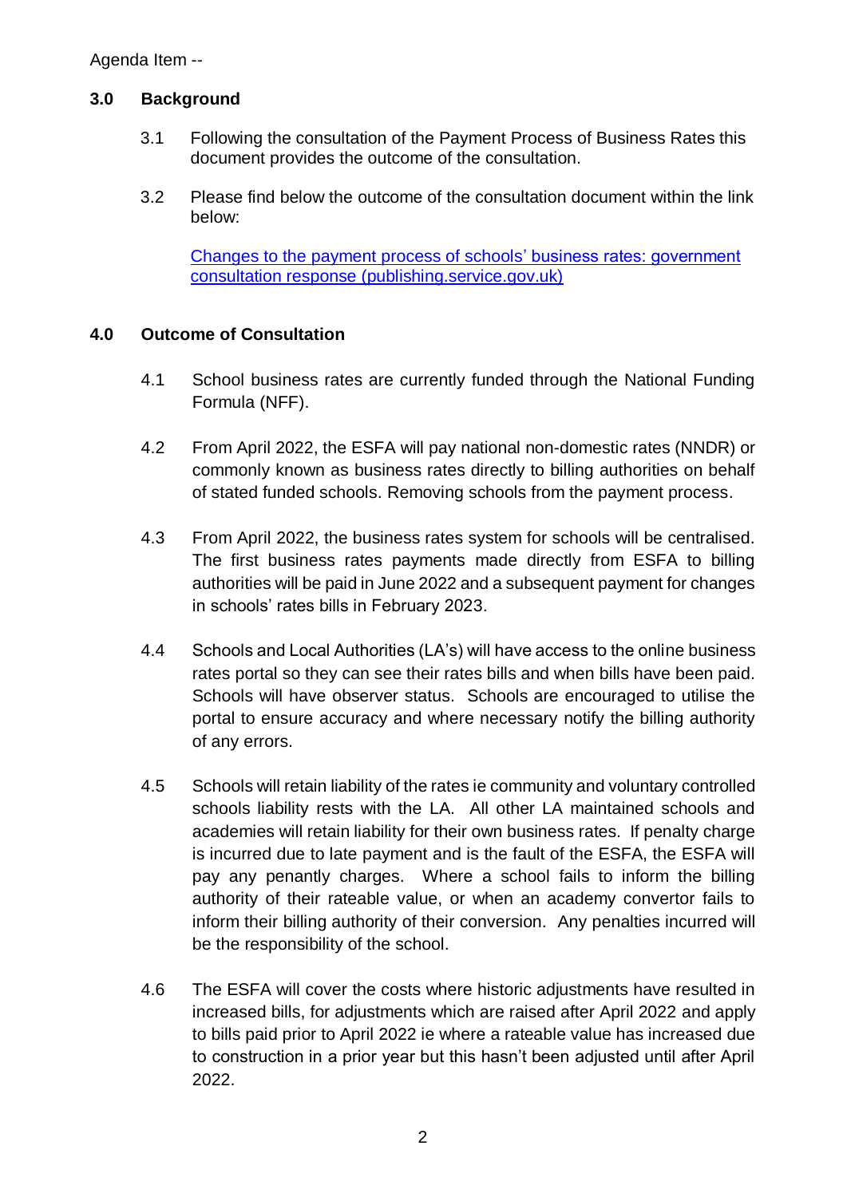Agenda Item --

## 3.0 Background

3.1 Following the consultation of the Payment Process of Business Rates this document provides the outcome of the consultation.

3.2 Please find below the outcome of the consultation document within the link below:

[Changes to the payment process of schools' business rates: government consultation response (publishing.service.gov.uk)]()

## 4.0 Outcome of Consultation

4.1 School business rates are currently funded through the National Funding Formula (NFF).

4.2 From April 2022, the ESFA will pay national non-domestic rates (NNDR) or commonly known as business rates directly to billing authorities on behalf of stated funded schools. Removing schools from the payment process.

4.3 From April 2022, the business rates system for schools will be centralised. The first business rates payments made directly from ESFA to billing authorities will be paid in June 2022 and a subsequent payment for changes in schools' rates bills in February 2023.

4.4 Schools and Local Authorities (LA's) will have access to the online business rates portal so they can see their rates bills and when bills have been paid. Schools will have observer status. Schools are encouraged to utilise the portal to ensure accuracy and where necessary notify the billing authority of any errors.

4.5 Schools will retain liability of the rates ie community and voluntary controlled schools liability rests with the LA. All other LA maintained schools and academies will retain liability for their own business rates. If penalty charge is incurred due to late payment and is the fault of the ESFA, the ESFA will pay any penantly charges. Where a school fails to inform the billing authority of their rateable value, or when an academy convertor fails to inform their billing authority of their conversion. Any penalties incurred will be the responsibility of the school.

4.6 The ESFA will cover the costs where historic adjustments have resulted in increased bills, for adjustments which are raised after April 2022 and apply to bills paid prior to April 2022 ie where a rateable value has increased due to construction in a prior year but this hasn't been adjusted until after April 2022.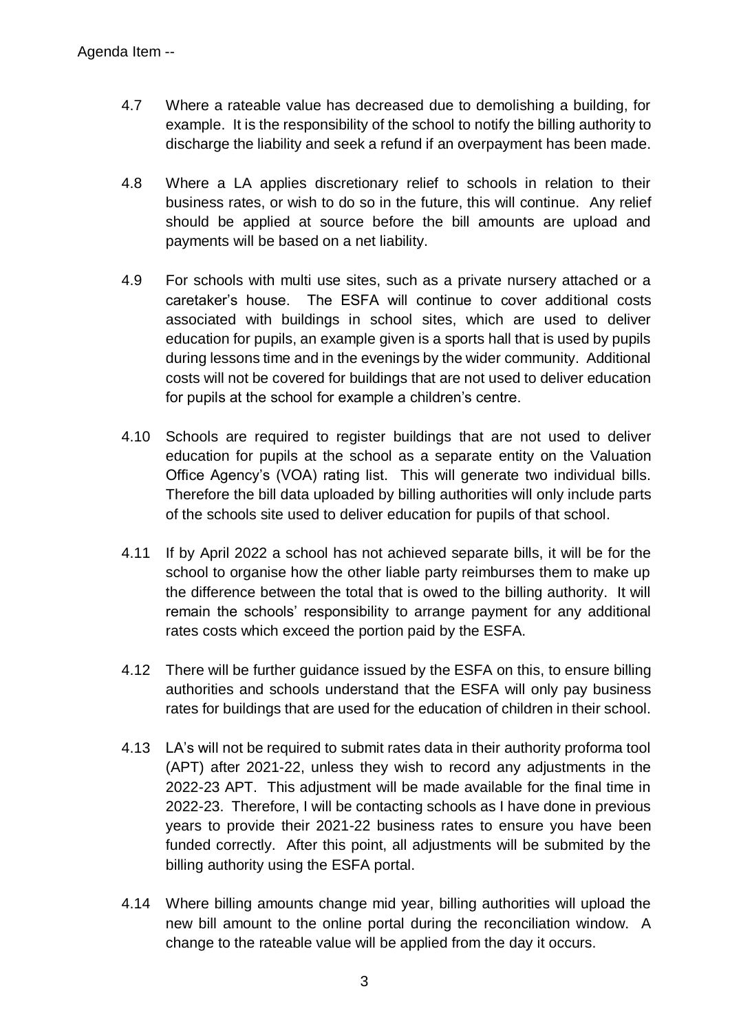4.7 Where a rateable value has decreased due to demolishing a building, for example. It is the responsibility of the school to notify the billing authority to discharge the liability and seek a refund if an overpayment has been made.

4.8 Where a LA applies discretionary relief to schools in relation to their business rates, or wish to do so in the future, this will continue. Any relief should be applied at source before the bill amounts are upload and payments will be based on a net liability.

4.9 For schools with multi use sites, such as a private nursery attached or a caretaker's house. The ESFA will continue to cover additional costs associated with buildings in school sites, which are used to deliver education for pupils, an example given is a sports hall that is used by pupils during lessons time and in the evenings by the wider community. Additional costs will not be covered for buildings that are not used to deliver education for pupils at the school for example a children's centre.

4.10 Schools are required to register buildings that are not used to deliver education for pupils at the school as a separate entity on the Valuation Office Agency's (VOA) rating list. This will generate two individual bills. Therefore the bill data uploaded by billing authorities will only include parts of the schools site used to deliver education for pupils of that school.

4.11 If by April 2022 a school has not achieved separate bills, it will be for the school to organise how the other liable party reimburses them to make up the difference between the total that is owed to the billing authority. It will remain the schools' responsibility to arrange payment for any additional rates costs which exceed the portion paid by the ESFA.

4.12 There will be further guidance issued by the ESFA on this, to ensure billing authorities and schools understand that the ESFA will only pay business rates for buildings that are used for the education of children in their school.

4.13 LA's will not be required to submit rates data in their authority proforma tool (APT) after 2021-22, unless they wish to record any adjustments in the 2022-23 APT. This adjustment will be made available for the final time in 2022-23. Therefore, I will be contacting schools as I have done in previous years to provide their 2021-22 business rates to ensure you have been funded correctly. After this point, all adjustments will be submited by the billing authority using the ESFA portal.

4.14 Where billing amounts change mid year, billing authorities will upload the new bill amount to the online portal during the reconciliation window. A change to the rateable value will be applied from the day it occurs.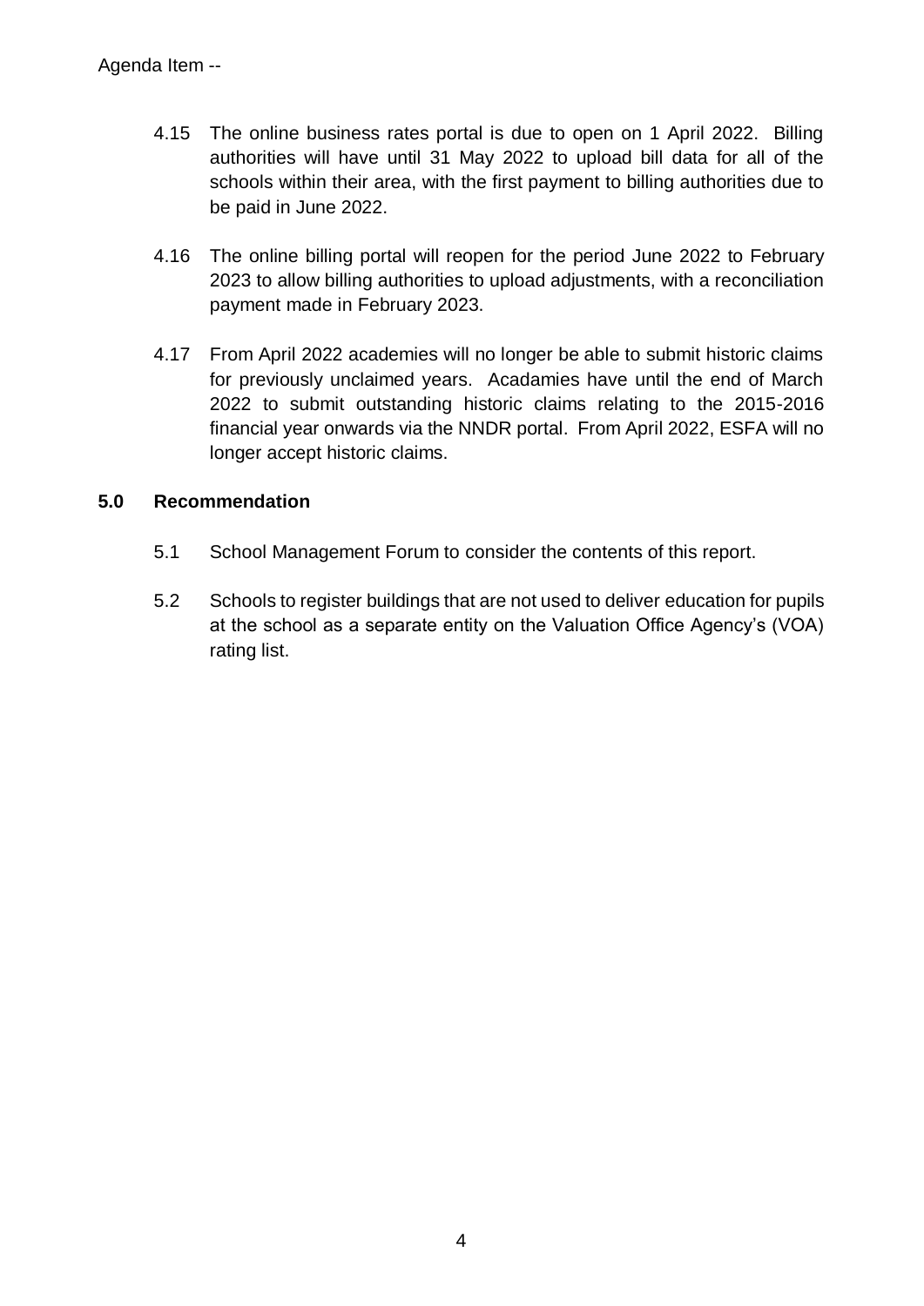4.15 The online business rates portal is due to open on 1 April 2022. Billing authorities will have until 31 May 2022 to upload bill data for all of the schools within their area, with the first payment to billing authorities due to be paid in June 2022.

4.16 The online billing portal will reopen for the period June 2022 to February 2023 to allow billing authorities to upload adjustments, with a reconciliation payment made in February 2023.

4.17 From April 2022 academies will no longer be able to submit historic claims for previously unclaimed years. Acadamies have until the end of March 2022 to submit outstanding historic claims relating to the 2015-2016 financial year onwards via the NNDR portal. From April 2022, ESFA will no longer accept historic claims.

## 5.0 Recommendation

5.1 School Management Forum to consider the contents of this report.

5.2 Schools to register buildings that are not used to deliver education for pupils at the school as a separate entity on the Valuation Office Agency's (VOA) rating list.